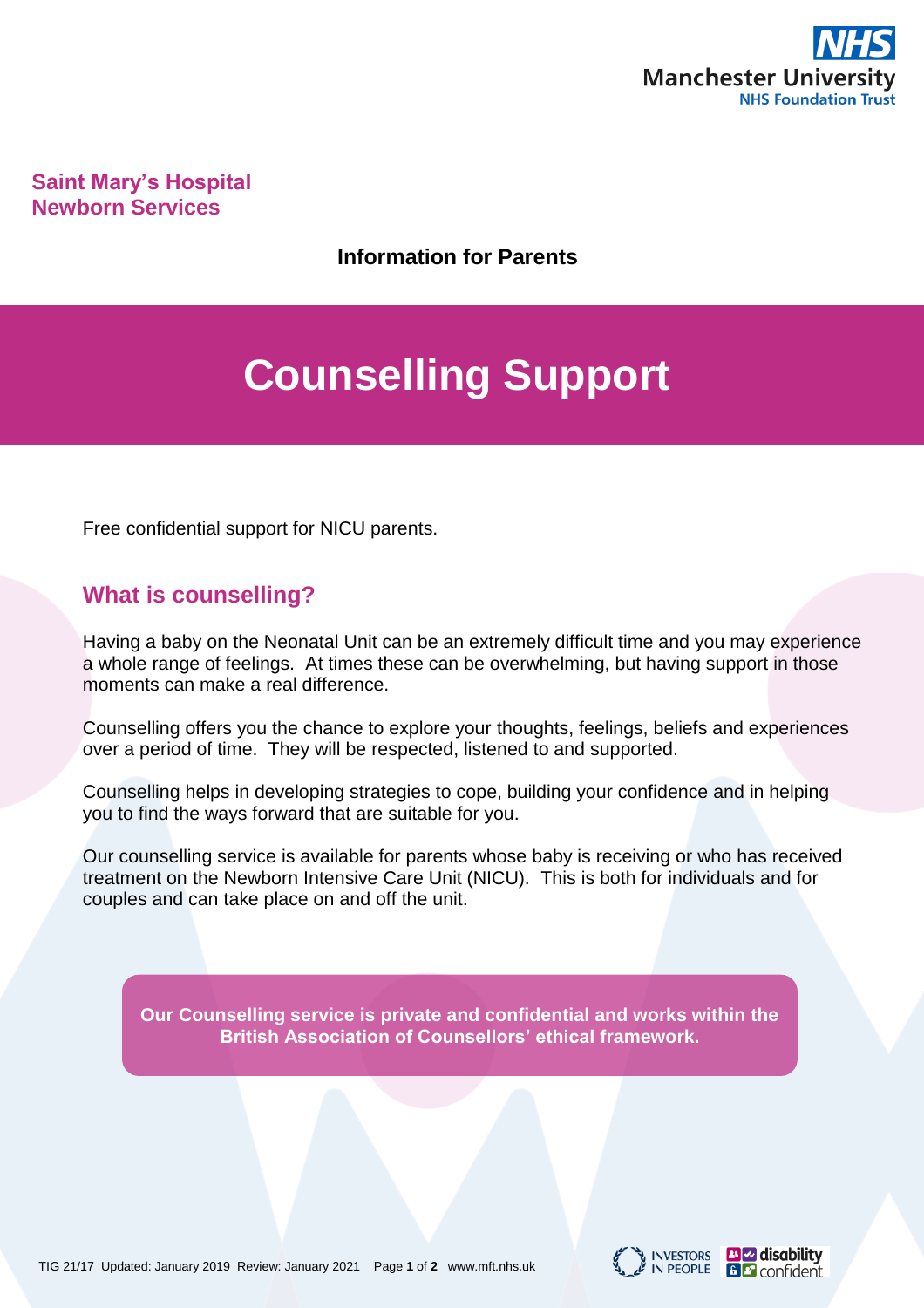**Saint Mary's Hospital**
**Newborn Services**

**Information for Parents**

# Counselling Support

Free confidential support for NICU parents.

## What is counselling?

Having a baby on the Neonatal Unit can be an extremely difficult time and you may experience a whole range of feelings. At times these can be overwhelming, but having support in those moments can make a real difference.

Counselling offers you the chance to explore your thoughts, feelings, beliefs and experiences over a period of time. They will be respected, listened to and supported.

Counselling helps in developing strategies to cope, building your confidence and in helping you to find the ways forward that are suitable for you.

Our counselling service is available for parents whose baby is receiving or who has received treatment on the Newborn Intensive Care Unit (NICU). This is both for individuals and for couples and can take place on and off the unit.

**Our Counselling service is private and confidential and works within the British Association of Counsellors' ethical framework.**

TIG 21/17 Updated: January 2019 Review: January 2021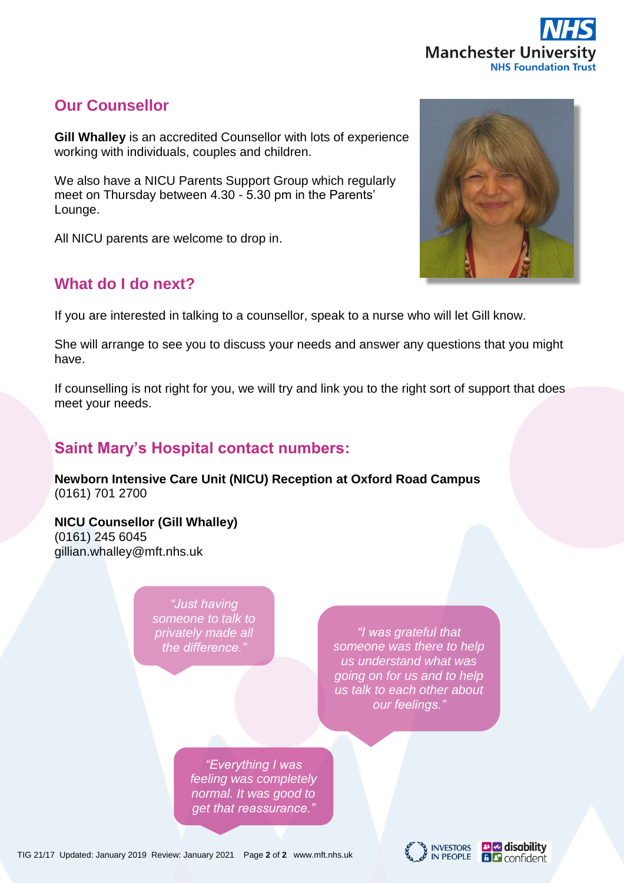## Our Counsellor

**Gill Whalley** is an accredited Counsellor with lots of experience working with individuals, couples and children.

We also have a NICU Parents Support Group which regularly meet on Thursday between 4.30 - 5.30 pm in the Parents' Lounge.

All NICU parents are welcome to drop in.

## What do I do next?

If you are interested in talking to a counsellor, speak to a nurse who will let Gill know.

She will arrange to see you to discuss your needs and answer any questions that you might have.

If counselling is not right for you, we will try and link you to the right sort of support that does meet your needs.

## Saint Mary's Hospital contact numbers:

**Newborn Intensive Care Unit (NICU) Reception at Oxford Road Campus**
(0161) 701 2700

**NICU Counsellor (Gill Whalley)**
(0161) 245 6045
gillian.whalley@mft.nhs.uk

*"Just having someone to talk to privately made all the difference."*

*"I was grateful that someone was there to help us understand what was going on for us and to help us talk to each other about our feelings."*

*"Everything I was feeling was completely normal. It was good to get that reassurance."*

TIG 21/17 Updated: January 2019 Review: January 2021 www.mft.nhs.uk